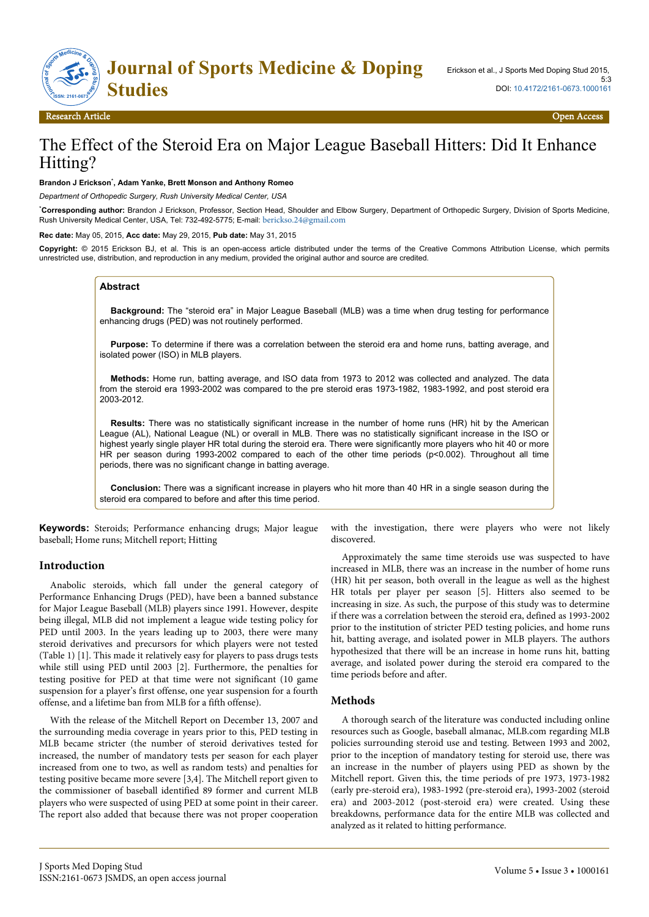# The Effect of the Steroid Era on Major League Baseball Hitters: Did It Enhance Hitting?

**Brandon J Erickson*, Adam Yanke, Brett Monson and Anthony Romeo**

*Department of Orthopedic Surgery, Rush University Medical Center, USA*

***Corresponding author:** Brandon J Erickson, Professor, Section Head, Shoulder and Elbow Surgery, Department of Orthopedic Surgery, Division of Sports Medicine, Rush University Medical Center, USA, Tel: 732-492-5775; E-mail: bericks0.24@gmail.com

**Rec date:** May 05, 2015, **Acc date:** May 29, 2015, **Pub date:** May 31, 2015

**Copyright:** © 2015 Erickson BJ, et al. This is an open-access article distributed under the terms of the Creative Commons Attribution License, which permits unrestricted use, distribution, and reproduction in any medium, provided the original author and source are credited.

## Abstract

**Background:** The "steroid era" in Major League Baseball (MLB) was a time when drug testing for performance enhancing drugs (PED) was not routinely performed.

**Purpose:** To determine if there was a correlation between the steroid era and home runs, batting average, and isolated power (ISO) in MLB players.

**Methods:** Home run, batting average, and ISO data from 1973 to 2012 was collected and analyzed. The data from the steroid era 1993-2002 was compared to the pre steroid eras 1973-1982, 1983-1992, and post steroid era 2003-2012.

**Results:** There was no statistically significant increase in the number of home runs (HR) hit by the American League (AL), National League (NL) or overall in MLB. There was no statistically significant increase in the ISO or highest yearly single player HR total during the steroid era. There were significantly more players who hit 40 or more HR per season during 1993-2002 compared to each of the other time periods ($p<0.002$). Throughout all time periods, there was no significant change in batting average.

**Conclusion:** There was a significant increase in players who hit more than 40 HR in a single season during the steroid era compared to before and after this time period.

**Keywords:** Steroids; Performance enhancing drugs; Major league baseball; Home runs; Mitchell report; Hitting

## Introduction

Anabolic steroids, which fall under the general category of Performance Enhancing Drugs (PED), have been a banned substance for Major League Baseball (MLB) players since 1991. However, despite being illegal, MLB did not implement a league wide testing policy for PED until 2003. In the years leading up to 2003, there were many steroid derivatives and precursors for which players were not tested (Table 1) [1]. This made it relatively easy for players to pass drugs tests while still using PED until 2003 [2]. Furthermore, the penalties for testing positive for PED at that time were not significant (10 game suspension for a player's first offense, one year suspension for a fourth offense, and a lifetime ban from MLB for a fifth offense).

With the release of the Mitchell Report on December 13, 2007 and the surrounding media coverage in years prior to this, PED testing in MLB became stricter (the number of steroid derivatives tested for increased, the number of mandatory tests per season for each player increased from one to two, as well as random tests) and penalties for testing positive became more severe [3,4]. The Mitchell report given to the commissioner of baseball identified 89 former and current MLB players who were suspected of using PED at some point in their career. The report also added that because there was not proper cooperation with the investigation, there were players who were not likely discovered.

Approximately the same time steroids use was suspected to have increased in MLB, there was an increase in the number of home runs (HR) hit per season, both overall in the league as well as the highest HR totals per player per season [5]. Hitters also seemed to be increasing in size. As such, the purpose of this study was to determine if there was a correlation between the steroid era, defined as 1993-2002 prior to the institution of stricter PED testing policies, and home runs hit, batting average, and isolated power in MLB players. The authors hypothesized that there will be an increase in home runs hit, batting average, and isolated power during the steroid era compared to the time periods before and after.

## Methods

A thorough search of the literature was conducted including online resources such as Google, baseball almanac, MLB.com regarding MLB policies surrounding steroid use and testing. Between 1993 and 2002, prior to the inception of mandatory testing for steroid use, there was an increase in the number of players using PED as shown by the Mitchell report. Given this, the time periods of pre 1973, 1973-1982 (early pre-steroid era), 1983-1992 (pre-steroid era), 1993-2002 (steroid era) and 2003-2012 (post-steroid era) were created. Using these breakdowns, performance data for the entire MLB was collected and analyzed as it related to hitting performance.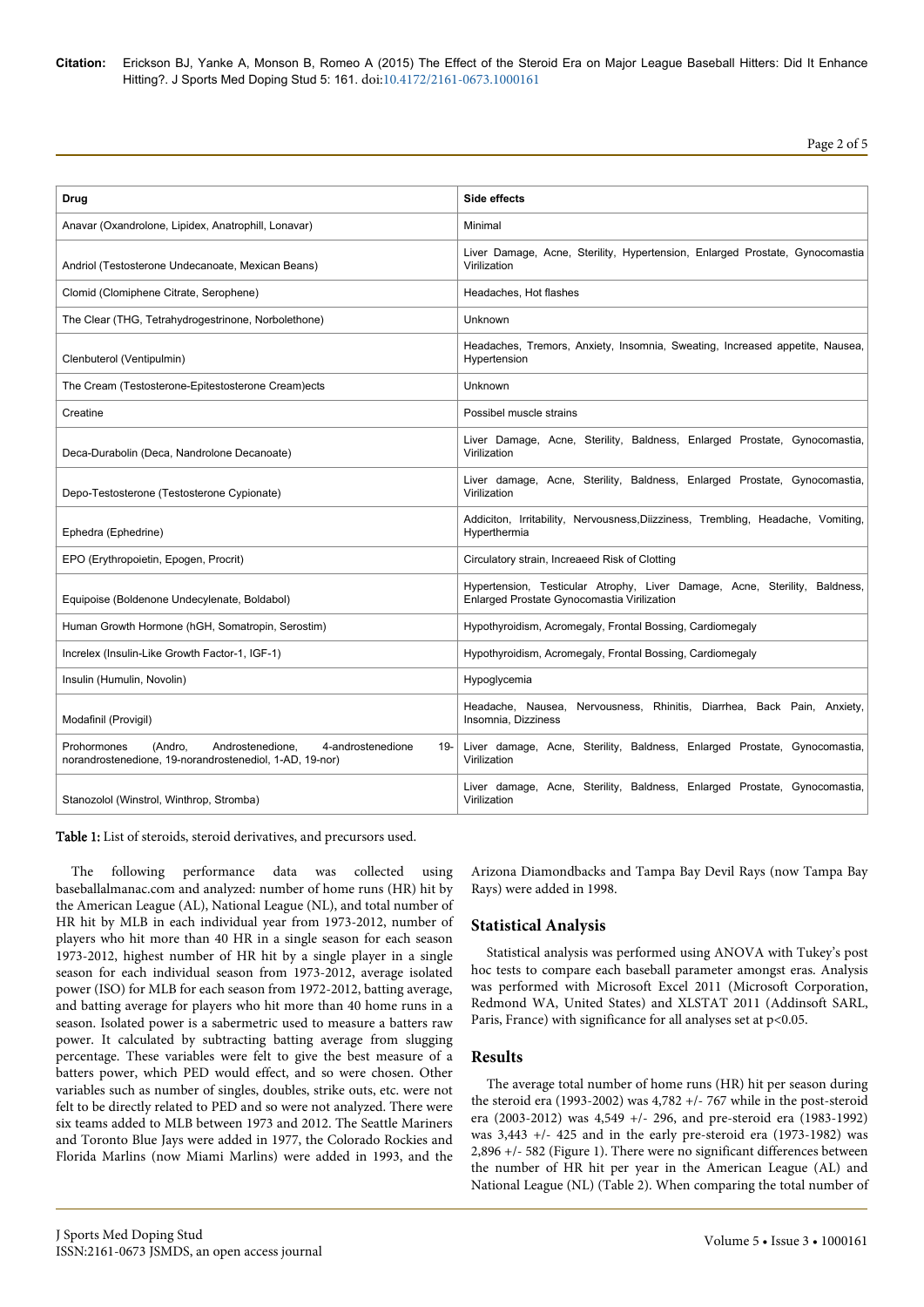| Drug | Side effects |
| --- | --- |
| Anavar (Oxandrolone, Lipidex, Anatrophill, Lonavar) | Minimal |
| Andriol (Testosterone Undecanoate, Mexican Beans) | Liver Damage, Acne, Sterility, Hypertension, Enlarged Prostate, Gynocomastia Virilization |
| Clomid (Clomiphene Citrate, Serophene) | Headaches, Hot flashes |
| The Clear (THG, Tetrahydrogestrinone, Norbolethone) | Unknown |
| Clenbuterol (Ventipulmin) | Headaches, Tremors, Anxiety, Insomnia, Sweating, Increased appetite, Nausea, Hypertension |
| The Cream (Testosterone-Epitestosterone Cream)ects | Unknown |
| Creatine | Possibel muscle strains |
| Deca-Durabolin (Deca, Nandrolone Decanoate) | Liver Damage, Acne, Sterility, Baldness, Enlarged Prostate, Gynocomastia, Virilization |
| Depo-Testosterone (Testosterone Cypionate) | Liver damage, Acne, Sterility, Baldness, Enlarged Prostate, Gynocomastia, Virilization |
| Ephedra (Ephedrine) | Addiciton, Irritability, Nervousness,Diizziness, Trembling, Headache, Vomiting, Hyperthermia |
| EPO (Erythropoietin, Epogen, Procrit) | Circulatory strain, Increaeed Risk of Clotting |
| Equipoise (Boldenone Undecylenate, Boldabol) | Hypertension, Testicular Atrophy, Liver Damage, Acne, Sterility, Baldness, Enlarged Prostate Gynocomastia Virilization |
| Human Growth Hormone (hGH, Somatropin, Serostim) | Hypothyroidism, Acromegaly, Frontal Bossing, Cardiomegaly |
| Increlex (Insulin-Like Growth Factor-1, IGF-1) | Hypothyroidism, Acromegaly, Frontal Bossing, Cardiomegaly |
| Insulin (Humulin, Novolin) | Hypoglycemia |
| Modafinil (Provigil) | Headache, Nausea, Nervousness, Rhinitis, Diarrhea, Back Pain, Anxiety, Insomnia, Dizziness |
| Prohormones (Andro, Androstenedione, 4-androstenedione 19-norandrostenedione, 19-norandrostenediol, 1-AD, 19-nor) | Liver damage, Acne, Sterility, Baldness, Enlarged Prostate, Gynocomastia, Virilization |
| Stanozolol (Winstrol, Winthrop, Stromba) | Liver damage, Acne, Sterility, Baldness, Enlarged Prostate, Gynocomastia, Virilization |

**Table 1:** List of steroids, steroid derivatives, and precursors used.

The following performance data was collected using baseballalmanac.com and analyzed: number of home runs (HR) hit by the American League (AL), National League (NL), and total number of HR hit by MLB in each individual year from 1973-2012, number of players who hit more than 40 HR in a single season for each season 1973-2012, highest number of HR hit by a single player in a single season for each individual season from 1973-2012, average isolated power (ISO) for MLB for each season from 1972-2012, batting average, and batting average for players who hit more than 40 home runs in a season. Isolated power is a sabermetric used to measure a batters raw power. It calculated by subtracting batting average from slugging percentage. These variables were felt to give the best measure of a batters power, which PED would effect, and so were chosen. Other variables such as number of singles, doubles, strike outs, etc. were not felt to be directly related to PED and so were not analyzed. There were six teams added to MLB between 1973 and 2012. The Seattle Mariners and Toronto Blue Jays were added in 1977, the Colorado Rockies and Florida Marlins (now Miami Marlins) were added in 1993, and the Arizona Diamondbacks and Tampa Bay Devil Rays (now Tampa Bay Rays) were added in 1998.

## Statistical Analysis

Statistical analysis was performed using ANOVA with Tukey's post hoc tests to compare each baseball parameter amongst eras. Analysis was performed with Microsoft Excel 2011 (Microsoft Corporation, Redmond WA, United States) and XLSTAT 2011 (Addinsoft SARL, Paris, France) with significance for all analyses set at $p<0.05$.

## Results

The average total number of home runs (HR) hit per season during the steroid era (1993-2002) was 4,782 +/- 767 while in the post-steroid era (2003-2012) was 4,549 +/- 296, and pre-steroid era (1983-1992) was 3,443 +/- 425 and in the early pre-steroid era (1973-1982) was 2,896 +/- 582 (Figure 1). There were no significant differences between the number of HR hit per year in the American League (AL) and National League (NL) (Table 2). When comparing the total number of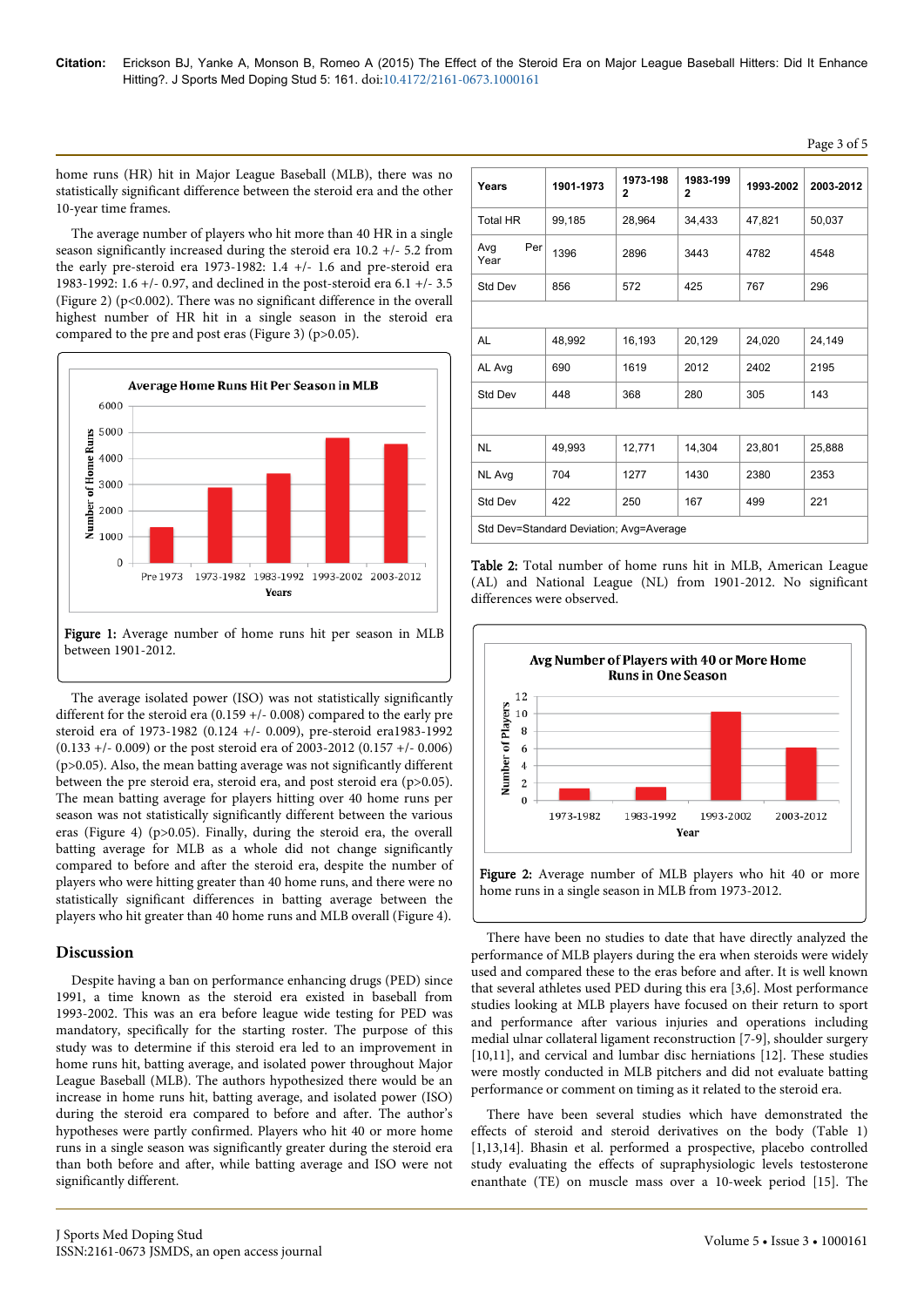home runs (HR) hit in Major League Baseball (MLB), there was no statistically significant difference between the steroid era and the other 10-year time frames.

The average number of players who hit more than 40 HR in a single season significantly increased during the steroid era 10.2 +/- 5.2 from the early pre-steroid era 1973-1982: 1.4 +/- 1.6 and pre-steroid era 1983-1992: 1.6 +/- 0.97, and declined in the post-steroid era 6.1 +/- 3.5 (Figure 2) ($p<0.002$). There was no significant difference in the overall highest number of HR hit in a single season in the steroid era compared to the pre and post eras (Figure 3) ($p>0.05$).

Figure 1: Average number of home runs hit per season in MLB between 1901-2012.

The average isolated power (ISO) was not statistically significantly different for the steroid era (0.159 +/- 0.008) compared to the early pre steroid era of 1973-1982 (0.124 +/- 0.009), pre-steroid era1983-1992 (0.133 +/- 0.009) or the post steroid era of 2003-2012 (0.157 +/- 0.006) ($p>0.05$). Also, the mean batting average was not significantly different between the pre steroid era, steroid era, and post steroid era ($p>0.05$). The mean batting average for players hitting over 40 home runs per season was not statistically significantly different between the various eras (Figure 4) ($p>0.05$). Finally, during the steroid era, the overall batting average for MLB as a whole did not change significantly compared to before and after the steroid era, despite the number of players who were hitting greater than 40 home runs, and there were no statistically significant differences in batting average between the players who hit greater than 40 home runs and MLB overall (Figure 4).

## Discussion

Despite having a ban on performance enhancing drugs (PED) since 1991, a time known as the steroid era existed in baseball from 1993-2002. This was an era before league wide testing for PED was mandatory, specifically for the starting roster. The purpose of this study was to determine if this steroid era led to an improvement in home runs hit, batting average, and isolated power throughout Major League Baseball (MLB). The authors hypothesized there would be an increase in home runs hit, batting average, and isolated power (ISO) during the steroid era compared to before and after. The author's hypotheses were partly confirmed. Players who hit 40 or more home runs in a single season was significantly greater during the steroid era than both before and after, while batting average and ISO were not significantly different.

| Years | 1901-1973 | 1973-1982 | 1983-1992 | 1993-2002 | 2003-2012 |
|---|---|---|---|---|---|
| Total HR | 99,185 | 28,964 | 34,433 | 47,821 | 50,037 |
| Avg Per Year | 1396 | 2896 | 3443 | 4782 | 4548 |
| Std Dev | 856 | 572 | 425 | 767 | 296 |
| | | | | | |
| AL | 48,992 | 16,193 | 20,129 | 24,020 | 24,149 |
| AL Avg | 690 | 1619 | 2012 | 2402 | 2195 |
| Std Dev | 448 | 368 | 280 | 305 | 143 |
| | | | | | |
| NL | 49,993 | 12,771 | 14,304 | 23,801 | 25,888 |
| NL Avg | 704 | 1277 | 1430 | 2380 | 2353 |
| Std Dev | 422 | 250 | 167 | 499 | 221 |
| Std Dev=Standard Deviation; Avg=Average | | | | | |

Table 2: Total number of home runs hit in MLB, American League (AL) and National League (NL) from 1901-2012. No significant differences were observed.

Figure 2: Average number of MLB players who hit 40 or more home runs in a single season in MLB from 1973-2012.

There have been no studies to date that have directly analyzed the performance of MLB players during the era when steroids were widely used and compared these to the eras before and after. It is well known that several athletes used PED during this era [3,6]. Most performance studies looking at MLB players have focused on their return to sport and performance after various injuries and operations including medial ulnar collateral ligament reconstruction [7-9], shoulder surgery [10,11], and cervical and lumbar disc herniations [12]. These studies were mostly conducted in MLB pitchers and did not evaluate batting performance or comment on timing as it related to the steroid era.

There have been several studies which have demonstrated the effects of steroid and steroid derivatives on the body (Table 1) [1,13,14]. Bhasin et al. performed a prospective, placebo controlled study evaluating the effects of supraphysiologic levels testosterone enanthate (TE) on muscle mass over a 10-week period [15]. The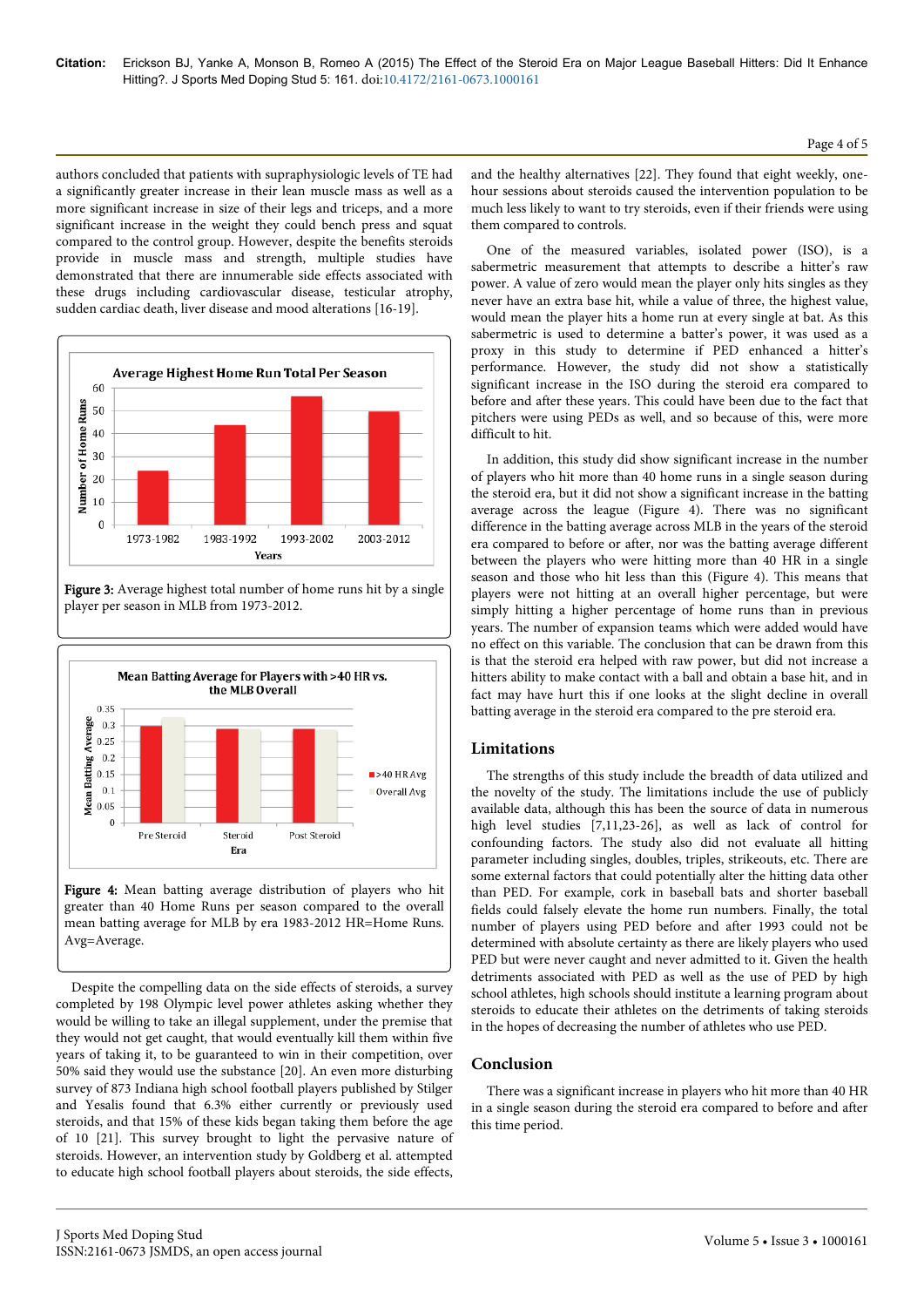authors concluded that patients with supraphysiologic levels of TE had a significantly greater increase in their lean muscle mass as well as a more significant increase in size of their legs and triceps, and a more significant increase in the weight they could bench press and squat compared to the control group. However, despite the benefits steroids provide in muscle mass and strength, multiple studies have demonstrated that there are innumerable side effects associated with these drugs including cardiovascular disease, testicular atrophy, sudden cardiac death, liver disease and mood alterations [16-19].

Figure 3: Average highest total number of home runs hit by a single player per season in MLB from 1973-2012.

Figure 4: Mean batting average distribution of players who hit greater than 40 Home Runs per season compared to the overall mean batting average for MLB by era 1983-2012 HR=Home Runs. Avg=Average.

Despite the compelling data on the side effects of steroids, a survey completed by 198 Olympic level power athletes asking whether they would be willing to take an illegal supplement, under the premise that they would not get caught, that would eventually kill them within five years of taking it, to be guaranteed to win in their competition, over 50% said they would use the substance [20]. An even more disturbing survey of 873 Indiana high school football players published by Stilger and Yesalis found that 6.3% either currently or previously used steroids, and that 15% of these kids began taking them before the age of 10 [21]. This survey brought to light the pervasive nature of steroids. However, an intervention study by Goldberg et al. attempted to educate high school football players about steroids, the side effects, and the healthy alternatives [22]. They found that eight weekly, one-hour sessions about steroids caused the intervention population to be much less likely to want to try steroids, even if their friends were using them compared to controls.

One of the measured variables, isolated power (ISO), is a sabermetric measurement that attempts to describe a hitter's raw power. A value of zero would mean the player only hits singles as they never have an extra base hit, while a value of three, the highest value, would mean the player hits a home run at every single at bat. As this sabermetric is used to determine a batter's power, it was used as a proxy in this study to determine if PED enhanced a hitter's performance. However, the study did not show a statistically significant increase in the ISO during the steroid era compared to before and after these years. This could have been due to the fact that pitchers were using PEDs as well, and so because of this, were more difficult to hit.

In addition, this study did show significant increase in the number of players who hit more than 40 home runs in a single season during the steroid era, but it did not show a significant increase in the batting average across the league (Figure 4). There was no significant difference in the batting average across MLB in the years of the steroid era compared to before or after, nor was the batting average different between the players who were hitting more than 40 HR in a single season and those who hit less than this (Figure 4). This means that players were not hitting at an overall higher percentage, but were simply hitting a higher percentage of home runs than in previous years. The number of expansion teams which were added would have no effect on this variable. The conclusion that can be drawn from this is that the steroid era helped with raw power, but did not increase a hitters ability to make contact with a ball and obtain a base hit, and in fact may have hurt this if one looks at the slight decline in overall batting average in the steroid era compared to the pre steroid era.

## Limitations

The strengths of this study include the breadth of data utilized and the novelty of the study. The limitations include the use of publicly available data, although this has been the source of data in numerous high level studies [7,11,23-26], as well as lack of control for confounding factors. The study also did not evaluate all hitting parameter including singles, doubles, triples, strikeouts, etc. There are some external factors that could potentially alter the hitting data other than PED. For example, cork in baseball bats and shorter baseball fields could falsely elevate the home run numbers. Finally, the total number of players using PED before and after 1993 could not be determined with absolute certainty as there are likely players who used PED but were never caught and never admitted to it. Given the health detriments associated with PED as well as the use of PED by high school athletes, high schools should institute a learning program about steroids to educate their athletes on the detriments of taking steroids in the hopes of decreasing the number of athletes who use PED.

## Conclusion

There was a significant increase in players who hit more than 40 HR in a single season during the steroid era compared to before and after this time period.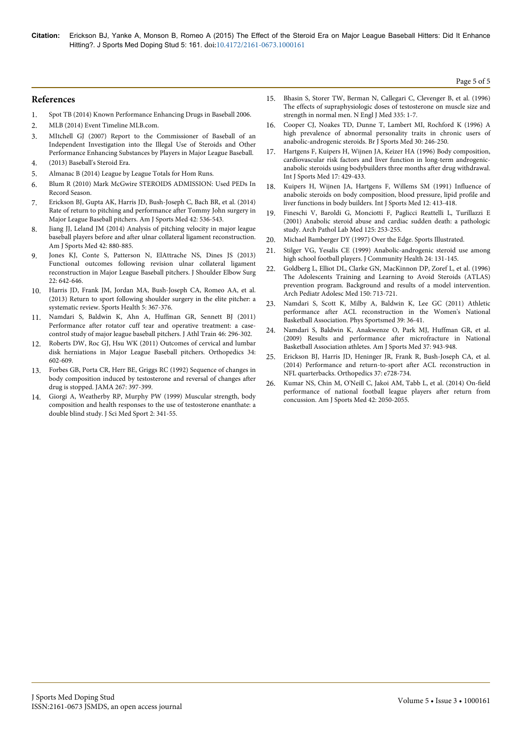## References

1. Spot TB (2014) Known Performance Enhancing Drugs in Baseball 2006.
2. MLB (2014) Event Timeline MLB.com.
3. MItchell GJ (2007) Report to the Commissioner of Baseball of an Independent Investigation into the Illegal Use of Steroids and Other Performance Enhancing Substances by Players in Major League Baseball.
4. (2013) Baseball's Steroid Era.
5. Almanac B (2014) League by League Totals for Hom Runs.
6. Blum R (2010) Mark McGwire STEROIDS ADMISSION: Used PEDs In Record Season.
7. Erickson BJ, Gupta AK, Harris JD, Bush-Joseph C, Bach BR, et al. (2014) Rate of return to pitching and performance after Tommy John surgery in Major League Baseball pitchers. Am J Sports Med 42: 536-543.
8. Jiang JJ, Leland JM (2014) Analysis of pitching velocity in major league baseball players before and after ulnar collateral ligament reconstruction. Am J Sports Med 42: 880-885.
9. Jones KJ, Conte S, Patterson N, ElAttrache NS, Dines JS (2013) Functional outcomes following revision ulnar collateral ligament reconstruction in Major League Baseball pitchers. J Shoulder Elbow Surg 22: 642-646.
10. Harris JD, Frank JM, Jordan MA, Bush-Joseph CA, Romeo AA, et al. (2013) Return to sport following shoulder surgery in the elite pitcher: a systematic review. Sports Health 5: 367-376.
11. Namdari S, Baldwin K, Ahn A, Huffman GR, Sennett BJ (2011) Performance after rotator cuff tear and operative treatment: a case-control study of major league baseball pitchers. J Athl Train 46: 296-302.
12. Roberts DW, Roc GJ, Hsu WK (2011) Outcomes of cervical and lumbar disk herniations in Major League Baseball pitchers. Orthopedics 34: 602-609.
13. Forbes GB, Porta CR, Herr BE, Griggs RC (1992) Sequence of changes in body composition induced by testosterone and reversal of changes after drug is stopped. JAMA 267: 397-399.
14. Giorgi A, Weatherby RP, Murphy PW (1999) Muscular strength, body composition and health responses to the use of testosterone enanthate: a double blind study. J Sci Med Sport 2: 341-55.
15. Bhasin S, Storer TW, Berman N, Callegari C, Clevenger B, et al. (1996) The effects of supraphysiologic doses of testosterone on muscle size and strength in normal men. N Engl J Med 335: 1-7.
16. Cooper CJ, Noakes TD, Dunne T, Lambert MI, Rochford K (1996) A high prevalence of abnormal personality traits in chronic users of anabolic-androgenic steroids. Br J Sports Med 30: 246-250.
17. Hartgens F, Kuipers H, Wijnen JA, Keizer HA (1996) Body composition, cardiovascular risk factors and liver function in long-term androgenic-anabolic steroids using bodybuilders three months after drug withdrawal. Int J Sports Med 17: 429-433.
18. Kuipers H, Wijnen JA, Hartgens F, Willems SM (1991) Influence of anabolic steroids on body composition, blood pressure, lipid profile and liver functions in body builders. Int J Sports Med 12: 413-418.
19. Fineschi V, Baroldi G, Monciotti F, Paglicci Reattelli L, Turillazzi E (2001) Anabolic steroid abuse and cardiac sudden death: a pathologic study. Arch Pathol Lab Med 125: 253-255.
20. Michael Bamberger DY (1997) Over the Edge. Sports Illustrated.
21. Stilger VG, Yesalis CE (1999) Anabolic-androgenic steroid use among high school football players. J Community Health 24: 131-145.
22. Goldberg L, Elliot DL, Clarke GN, MacKinnon DP, Zoref L, et al. (1996) The Adolescents Training and Learning to Avoid Steroids (ATLAS) prevention program. Background and results of a model intervention. Arch Pediatr Adolesc Med 150: 713-721.
23. Namdari S, Scott K, Milby A, Baldwin K, Lee GC (2011) Athletic performance after ACL reconstruction in the Women's National Basketball Association. Phys Sportsmed 39: 36-41.
24. Namdari S, Baldwin K, Anakwenze O, Park MJ, Huffman GR, et al. (2009) Results and performance after microfracture in National Basketball Association athletes. Am J Sports Med 37: 943-948.
25. Erickson BJ, Harris JD, Heninger JR, Frank R, Bush-Joseph CA, et al. (2014) Performance and return-to-sport after ACL reconstruction in NFL quarterbacks. Orthopedics 37: e728-734.
26. Kumar NS, Chin M, O'Neill C, Jakoi AM, Tabb L, et al. (2014) On-field performance of national football league players after return from concussion. Am J Sports Med 42: 2050-2055.